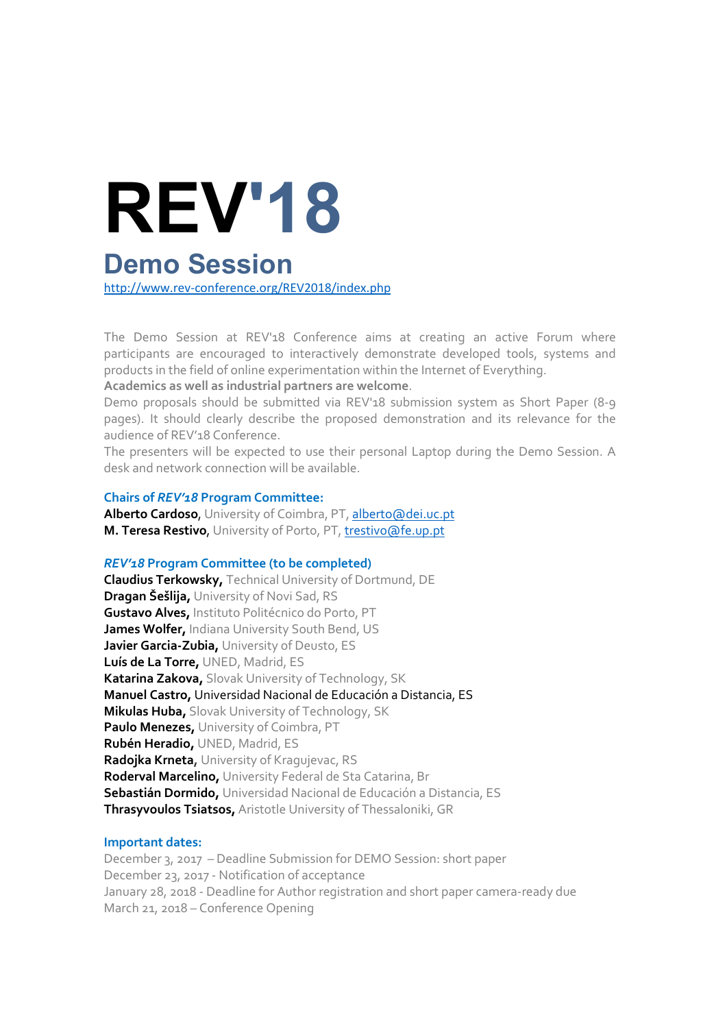# REV'18

## Demo Session

http://www.rev-conference.org/REV2018/index.php

The Demo Session at REV'18 Conference aims at creating an active Forum where participants are encouraged to interactively demonstrate developed tools, systems and products in the field of online experimentation within the Internet of Everything.

**Academics as well as industrial partners are welcome**.

Demo proposals should be submitted via REV'18 submission system as Short Paper (8-9 pages). It should clearly describe the proposed demonstration and its relevance for the audience of REV'18 Conference.

The presenters will be expected to use their personal Laptop during the Demo Session. A desk and network connection will be available.

### Chairs of *REV'18* Program Committee:

**Alberto Cardoso**, University of Coimbra, PT, alberto@dei.uc.pt
**M. Teresa Restivo**, University of Porto, PT, trestivo@fe.up.pt

### *REV'18* Program Committee (to be completed)

**Claudius Terkowsky,** Technical University of Dortmund, DE
**Dragan Šešlija,** University of Novi Sad, RS
**Gustavo Alves,** Instituto Politécnico do Porto, PT
**James Wolfer,** Indiana University South Bend, US
**Javier Garcia-Zubia,** University of Deusto, ES
**Luís de La Torre,** UNED, Madrid, ES
**Katarina Zakova,** Slovak University of Technology, SK
**Manuel Castro,** Universidad Nacional de Educación a Distancia, ES
**Mikulas Huba,** Slovak University of Technology, SK
**Paulo Menezes,** University of Coimbra, PT
**Rubén Heradio,** UNED, Madrid, ES
**Radojka Krneta,** University of Kragujevac, RS
**Roderval Marcelino,** University Federal de Sta Catarina, Br
**Sebastián Dormido,** Universidad Nacional de Educación a Distancia, ES
**Thrasyvoulos Tsiatsos,** Aristotle University of Thessaloniki, GR

### Important dates:

December 3, 2017 – Deadline Submission for DEMO Session: short paper
December 23, 2017 - Notification of acceptance
January 28, 2018 - Deadline for Author registration and short paper camera-ready due
March 21, 2018 – Conference Opening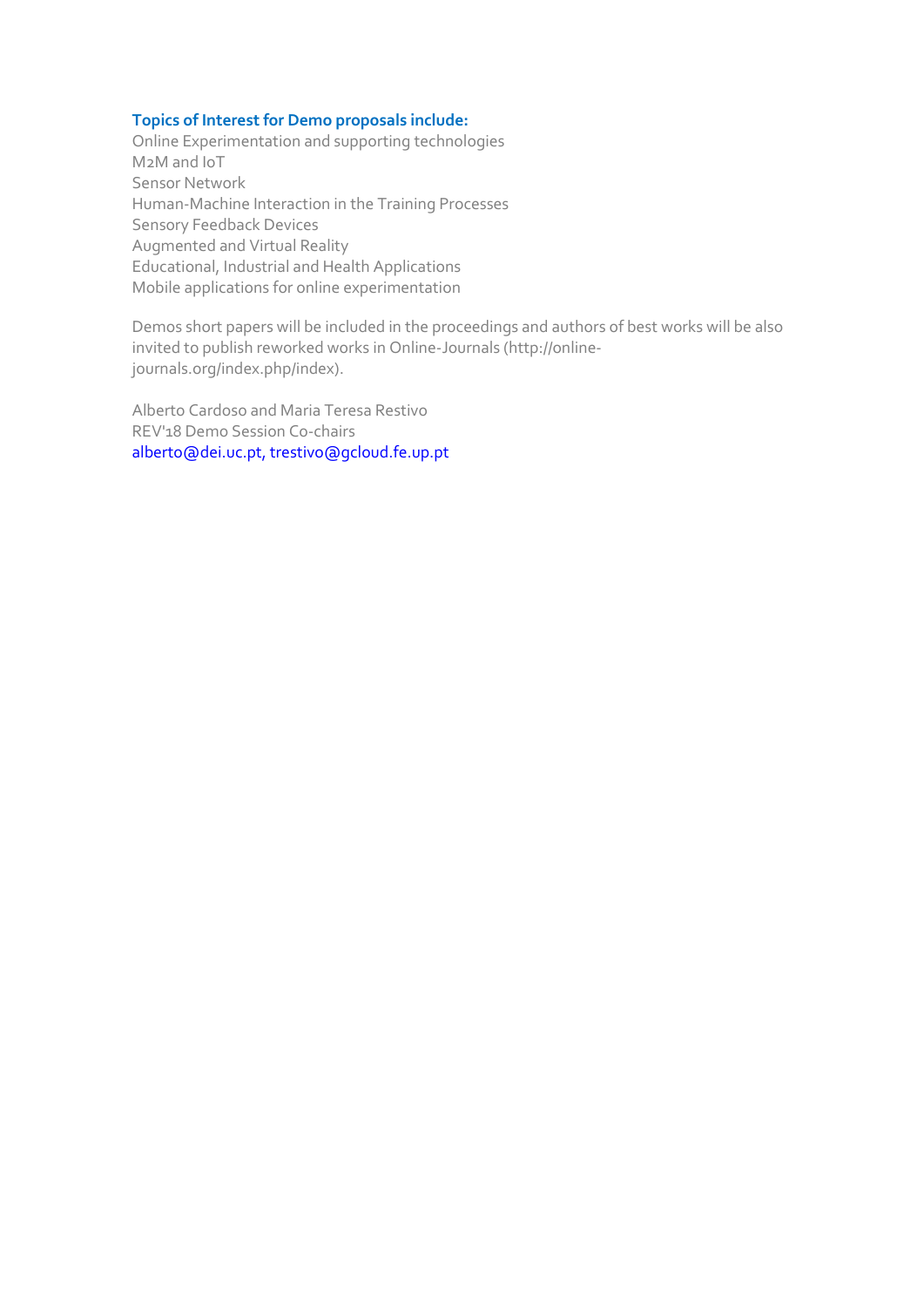**Topics of Interest for Demo proposals include:**

Online Experimentation and supporting technologies
M2M and IoT
Sensor Network
Human-Machine Interaction in the Training Processes
Sensory Feedback Devices
Augmented and Virtual Reality
Educational, Industrial and Health Applications
Mobile applications for online experimentation

Demos short papers will be included in the proceedings and authors of best works will be also invited to publish reworked works in Online-Journals (http://online-journals.org/index.php/index).

Alberto Cardoso and Maria Teresa Restivo
REV'18 Demo Session Co-chairs
alberto@dei.uc.pt, trestivo@gcloud.fe.up.pt